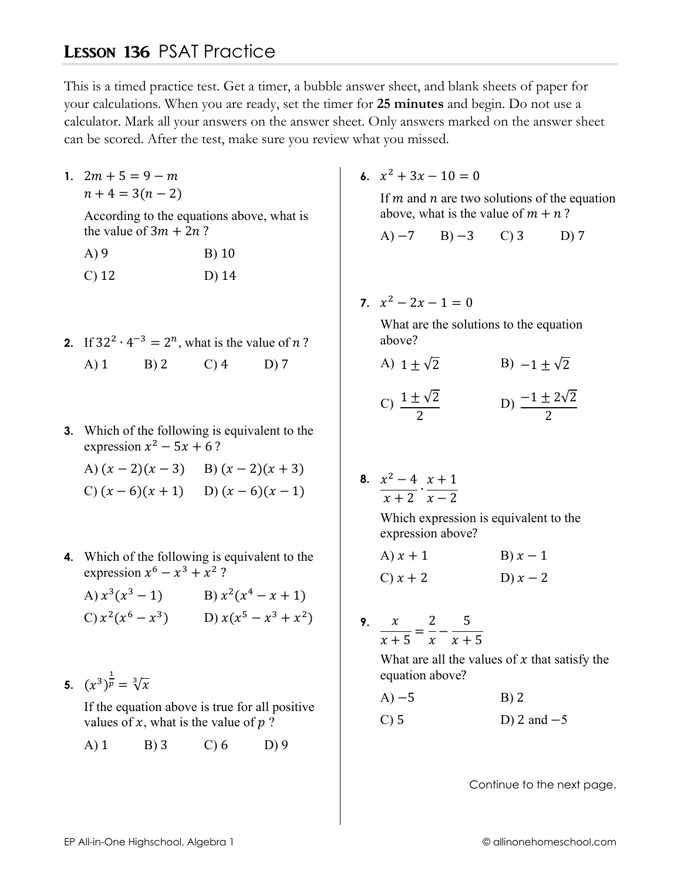# LESSON 136 PSAT Practice

This is a timed practice test. Get a timer, a bubble answer sheet, and blank sheets of paper for your calculations. When you are ready, set the timer for **25 minutes** and begin. Do not use a calculator. Mark all your answers on the answer sheet. Only answers marked on the answer sheet can be scored. After the test, make sure you review what you missed.

**1.** $2m + 5 = 9 - m$
$n + 4 = 3(n - 2)$

According to the equations above, what is the value of $3m + 2n$ ?

A) 9  B) 10
C) 12  D) 14

**2.** If $32^2 \cdot 4^{-3} = 2^n$, what is the value of $n$ ?

A) 1  B) 2  C) 4  D) 7

**3.** Which of the following is equivalent to the expression $x^2 - 5x + 6$ ?

A) $(x - 2)(x - 3)$  B) $(x - 2)(x + 3)$
C) $(x - 6)(x + 1)$  D) $(x - 6)(x - 1)$

**4.** Which of the following is equivalent to the expression $x^6 - x^3 + x^2$ ?

A) $x^3(x^3 - 1)$  B) $x^2(x^4 - x + 1)$
C) $x^2(x^6 - x^3)$  D) $x(x^5 - x^3 + x^2)$

**5.** $(x^3)^{\frac{1}{p}} = \sqrt[3]{x}$

If the equation above is true for all positive values of $x$, what is the value of $p$ ?

A) 1  B) 3  C) 6  D) 9

**6.** $x^2 + 3x - 10 = 0$

If $m$ and $n$ are two solutions of the equation above, what is the value of $m + n$ ?

A) $-7$  B) $-3$  C) 3  D) 7

**7.** $x^2 - 2x - 1 = 0$

What are the solutions to the equation above?

A) $1 \pm \sqrt{2}$  B) $-1 \pm \sqrt{2}$

C) $\dfrac{1 \pm \sqrt{2}}{2}$  D) $\dfrac{-1 \pm 2\sqrt{2}}{2}$

**8.** $\dfrac{x^2 - 4}{x + 2} \cdot \dfrac{x + 1}{x - 2}$

Which expression is equivalent to the expression above?

A) $x + 1$  B) $x - 1$
C) $x + 2$  D) $x - 2$

**9.** $\dfrac{x}{x + 5} = \dfrac{2}{x} - \dfrac{5}{x + 5}$

What are all the values of $x$ that satisfy the equation above?

A) $-5$  B) 2
C) 5  D) 2 and $-5$

Continue to the next page.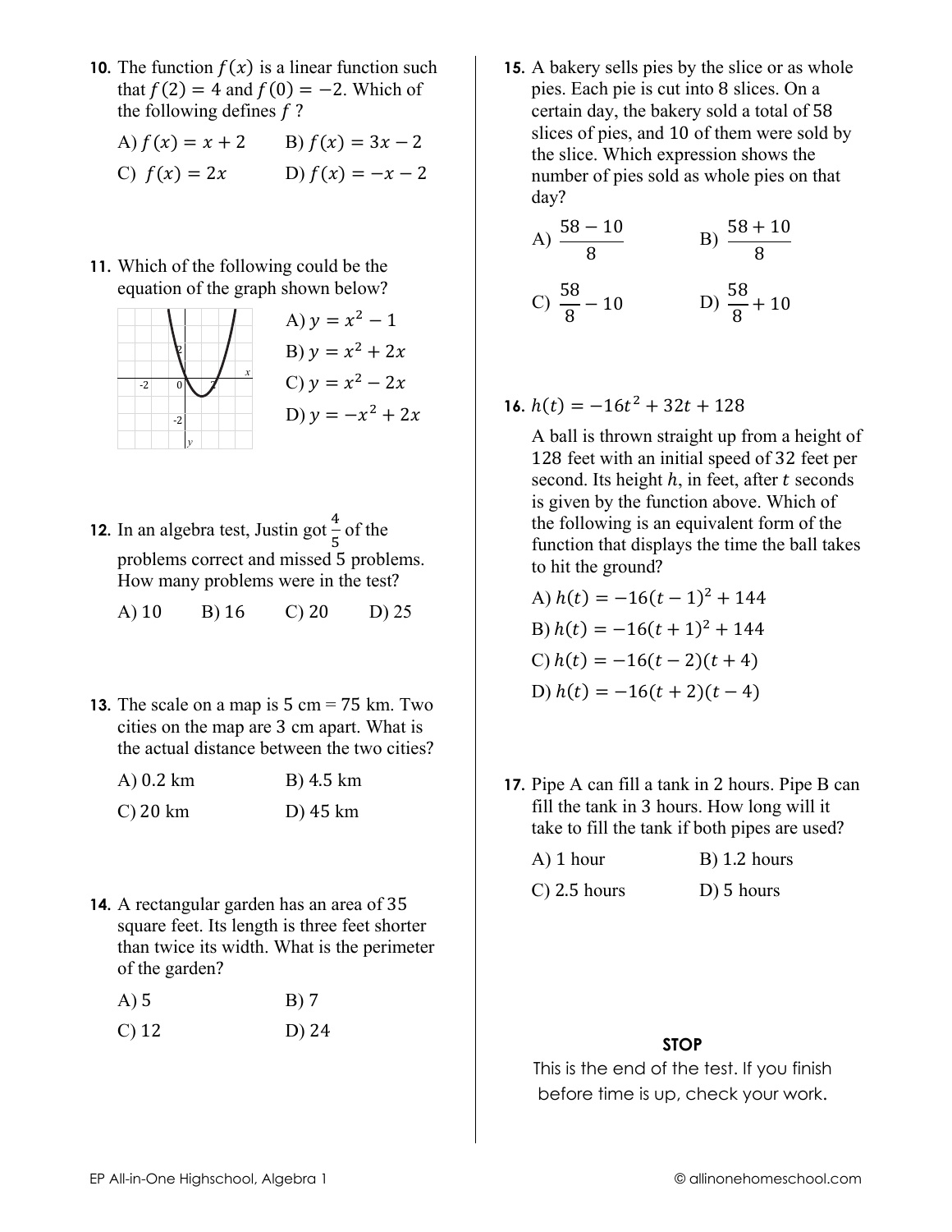**10.** The function $f(x)$ is a linear function such that $f(2) = 4$ and $f(0) = -2$. Which of the following defines $f$ ?

A) $f(x) = x + 2$  B) $f(x) = 3x - 2$

C) $f(x) = 2x$  D) $f(x) = -x - 2$

**11.** Which of the following could be the equation of the graph shown below?

2
-2
0
2
x
-2
y

A) $y = x^2 - 1$

B) $y = x^2 + 2x$

C) $y = x^2 - 2x$

D) $y = -x^2 + 2x$

**12.** In an algebra test, Justin got $\frac{4}{5}$ of the problems correct and missed 5 problems. How many problems were in the test?

A) 10  B) 16  C) 20  D) 25

**13.** The scale on a map is 5 cm = 75 km. Two cities on the map are 3 cm apart. What is the actual distance between the two cities?

A) 0.2 km  B) 4.5 km

C) 20 km  D) 45 km

**14.** A rectangular garden has an area of 35 square feet. Its length is three feet shorter than twice its width. What is the perimeter of the garden?

A) 5  B) 7

C) 12  D) 24

**15.** A bakery sells pies by the slice or as whole pies. Each pie is cut into 8 slices. On a certain day, the bakery sold a total of 58 slices of pies, and 10 of them were sold by the slice. Which expression shows the number of pies sold as whole pies on that day?

A) $\frac{58 - 10}{8}$  B) $\frac{58 + 10}{8}$

C) $\frac{58}{8} - 10$  D) $\frac{58}{8} + 10$

**16.** $h(t) = -16t^2 + 32t + 128$

A ball is thrown straight up from a height of 128 feet with an initial speed of 32 feet per second. Its height $h$, in feet, after $t$ seconds is given by the function above. Which of the following is an equivalent form of the function that displays the time the ball takes to hit the ground?

A) $h(t) = -16(t - 1)^2 + 144$

B) $h(t) = -16(t + 1)^2 + 144$

C) $h(t) = -16(t - 2)(t + 4)$

D) $h(t) = -16(t + 2)(t - 4)$

**17.** Pipe A can fill a tank in 2 hours. Pipe B can fill the tank in 3 hours. How long will it take to fill the tank if both pipes are used?

A) 1 hour  B) 1.2 hours

C) 2.5 hours  D) 5 hours

**STOP**

This is the end of the test. If you finish before time is up, check your work.